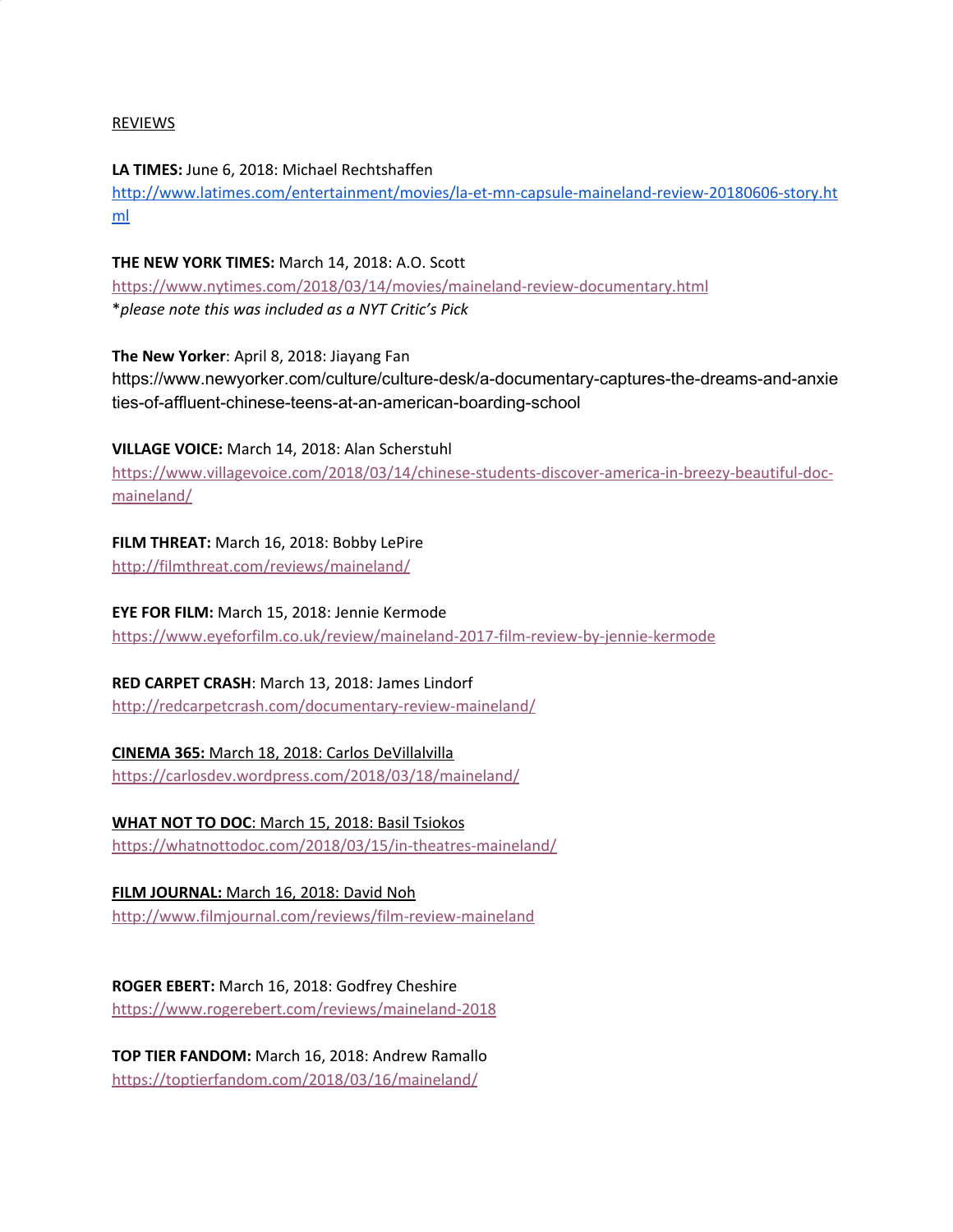REVIEWS

**LA TIMES:** June 6, 2018: Michael Rechtshaffen
http://www.latimes.com/entertainment/movies/la-et-mn-capsule-maineland-review-20180606-story.html

**THE NEW YORK TIMES:** March 14, 2018: A.O. Scott
https://www.nytimes.com/2018/03/14/movies/maineland-review-documentary.html
**please note this was included as a NYT Critic's Pick*

**The New Yorker**: April 8, 2018: Jiayang Fan
https://www.newyorker.com/culture/culture-desk/a-documentary-captures-the-dreams-and-anxieties-of-affluent-chinese-teens-at-an-american-boarding-school

**VILLAGE VOICE:** March 14, 2018: Alan Scherstuhl
https://www.villagevoice.com/2018/03/14/chinese-students-discover-america-in-breezy-beautiful-doc-maineland/

**FILM THREAT:** March 16, 2018: Bobby LePire
http://filmthreat.com/reviews/maineland/

**EYE FOR FILM:** March 15, 2018: Jennie Kermode
https://www.eyeforfilm.co.uk/review/maineland-2017-film-review-by-jennie-kermode

**RED CARPET CRASH**: March 13, 2018: James Lindorf
http://redcarpetcrash.com/documentary-review-maineland/

**CINEMA 365:** March 18, 2018: Carlos DeVillalvilla
https://carlosdev.wordpress.com/2018/03/18/maineland/

**WHAT NOT TO DOC**: March 15, 2018: Basil Tsiokos
https://whatnottodoc.com/2018/03/15/in-theatres-maineland/

**FILM JOURNAL:** March 16, 2018: David Noh
http://www.filmjournal.com/reviews/film-review-maineland

**ROGER EBERT:** March 16, 2018: Godfrey Cheshire
https://www.rogerebert.com/reviews/maineland-2018

**TOP TIER FANDOM:** March 16, 2018: Andrew Ramallo
https://toptierfandom.com/2018/03/16/maineland/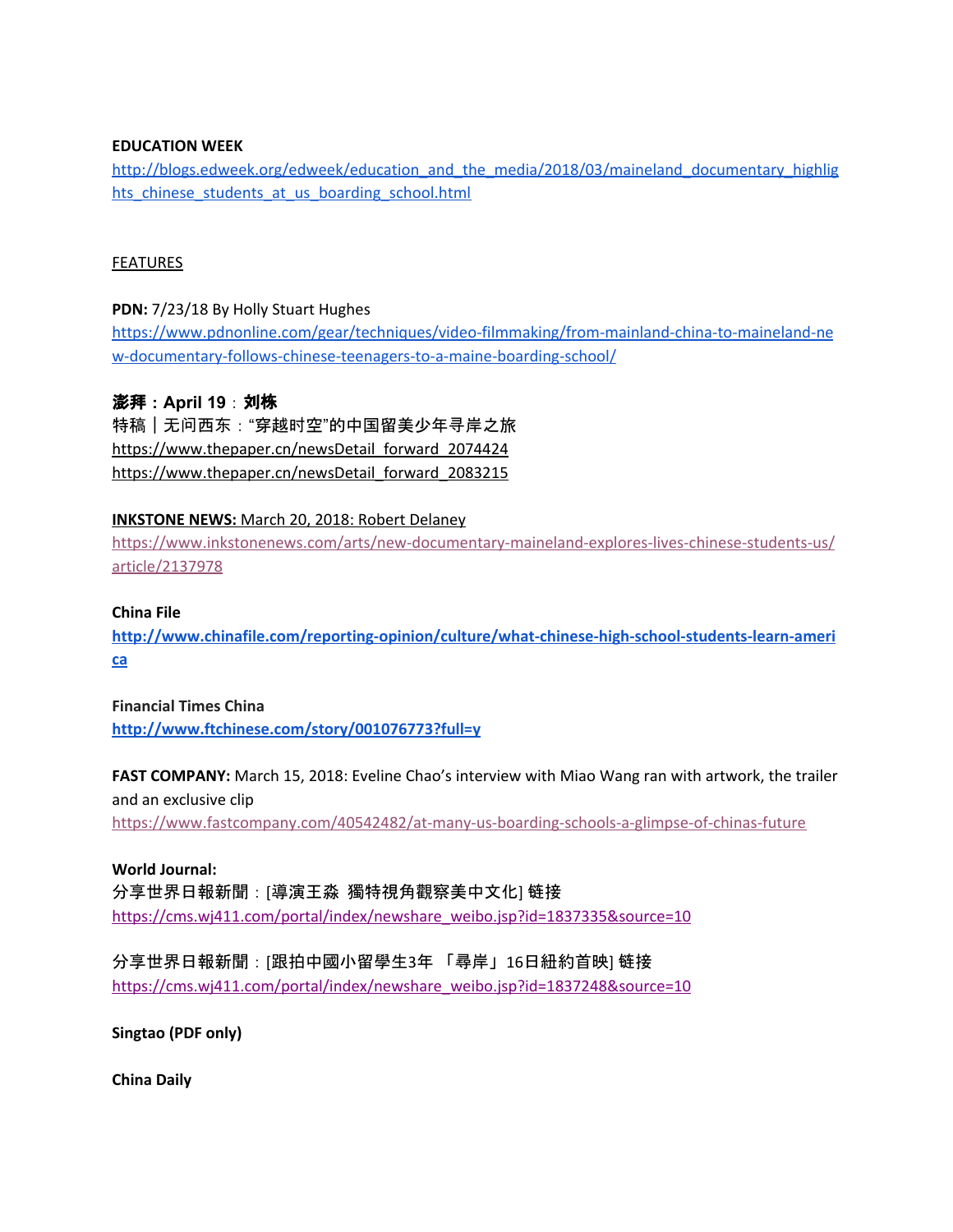**EDUCATION WEEK**

http://blogs.edweek.org/edweek/education_and_the_media/2018/03/maineland_documentary_highlights_chinese_students_at_us_boarding_school.html

FEATURES

**PDN:** 7/23/18 By Holly Stuart Hughes

https://www.pdnonline.com/gear/techniques/video-filmmaking/from-mainland-china-to-maineland-new-documentary-follows-chinese-teenagers-to-a-maine-boarding-school/

**澎湃：April 19：刘栋**

特稿｜无问西东："穿越时空"的中国留美少年寻岸之旅

https://www.thepaper.cn/newsDetail_forward_2074424

https://www.thepaper.cn/newsDetail_forward_2083215

**INKSTONE NEWS:** March 20, 2018: Robert Delaney

https://www.inkstonenews.com/arts/new-documentary-maineland-explores-lives-chinese-students-us/article/2137978

**China File**

**http://www.chinafile.com/reporting-opinion/culture/what-chinese-high-school-students-learn-america**

**Financial Times China**

**http://www.ftchinese.com/story/001076773?full=y**

**FAST COMPANY:** March 15, 2018: Eveline Chao's interview with Miao Wang ran with artwork, the trailer and an exclusive clip

https://www.fastcompany.com/40542482/at-many-us-boarding-schools-a-glimpse-of-chinas-future

**World Journal:**

分享世界日報新聞：[導演王淼 獨特視角觀察美中文化] 链接

https://cms.wj411.com/portal/index/newshare_weibo.jsp?id=1837335&source=10

分享世界日報新聞：[跟拍中國小留學生3年 「尋岸」16日紐約首映] 链接

https://cms.wj411.com/portal/index/newshare_weibo.jsp?id=1837248&source=10

**Singtao (PDF only)**

**China Daily**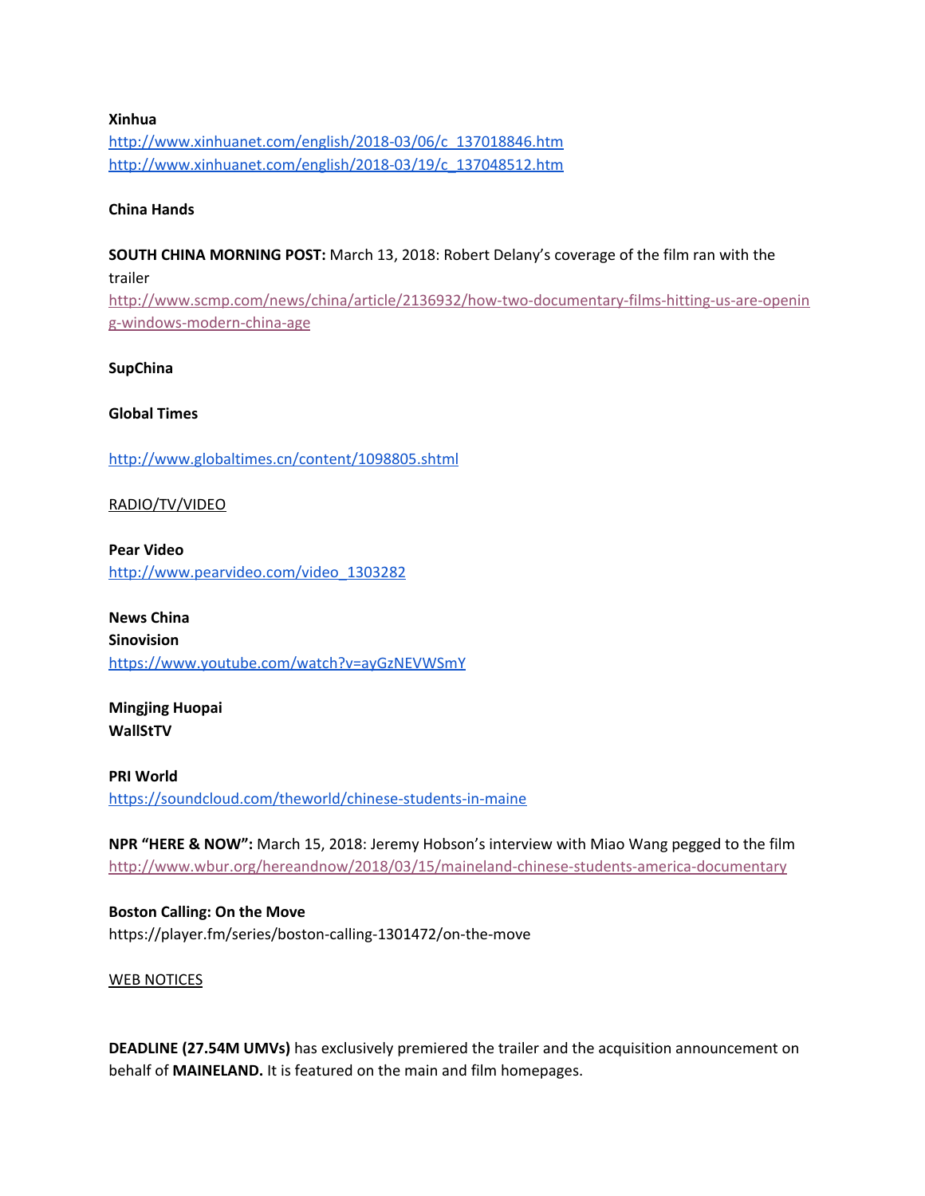**Xinhua**
http://www.xinhuanet.com/english/2018-03/06/c_137018846.htm
http://www.xinhuanet.com/english/2018-03/19/c_137048512.htm

**China Hands**

**SOUTH CHINA MORNING POST:** March 13, 2018: Robert Delany's coverage of the film ran with the trailer
http://www.scmp.com/news/china/article/2136932/how-two-documentary-films-hitting-us-are-opening-windows-modern-china-age

**SupChina**

**Global Times**

http://www.globaltimes.cn/content/1098805.shtml

RADIO/TV/VIDEO

**Pear Video**
http://www.pearvideo.com/video_1303282

**News China**
**Sinovision**
https://www.youtube.com/watch?v=ayGzNEVWSmY

**Mingjing Huopai**
**WallStTV**

**PRI World**
https://soundcloud.com/theworld/chinese-students-in-maine

**NPR "HERE & NOW":** March 15, 2018: Jeremy Hobson's interview with Miao Wang pegged to the film
http://www.wbur.org/hereandnow/2018/03/15/maineland-chinese-students-america-documentary

**Boston Calling: On the Move**
https://player.fm/series/boston-calling-1301472/on-the-move

WEB NOTICES

**DEADLINE (27.54M UMVs)** has exclusively premiered the trailer and the acquisition announcement on behalf of **MAINELAND.** It is featured on the main and film homepages.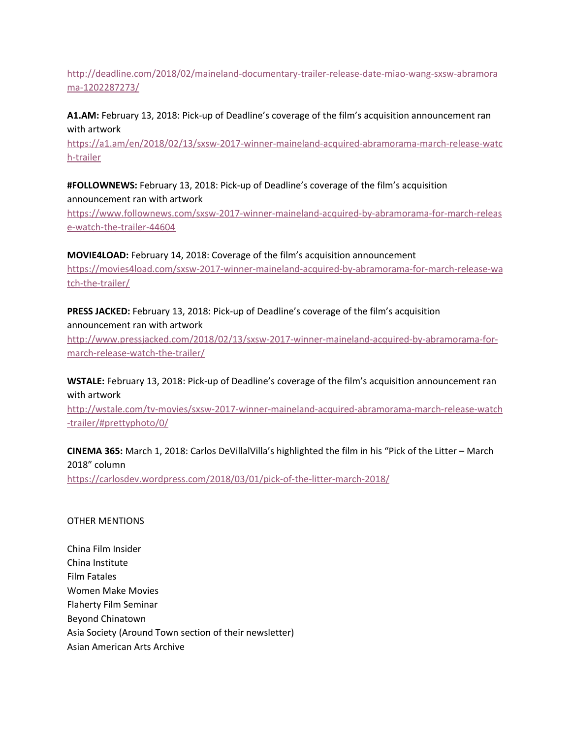http://deadline.com/2018/02/maineland-documentary-trailer-release-date-miao-wang-sxsw-abramorama-1202287273/

**A1.AM:** February 13, 2018: Pick-up of Deadline's coverage of the film's acquisition announcement ran with artwork
https://a1.am/en/2018/02/13/sxsw-2017-winner-maineland-acquired-abramorama-march-release-watch-trailer

**#FOLLOWNEWS:** February 13, 2018: Pick-up of Deadline's coverage of the film's acquisition announcement ran with artwork
https://www.follownews.com/sxsw-2017-winner-maineland-acquired-by-abramorama-for-march-release-watch-the-trailer-44604

**MOVIE4LOAD:** February 14, 2018: Coverage of the film's acquisition announcement
https://movies4load.com/sxsw-2017-winner-maineland-acquired-by-abramorama-for-march-release-watch-the-trailer/

**PRESS JACKED:** February 13, 2018: Pick-up of Deadline's coverage of the film's acquisition announcement ran with artwork
http://www.pressjacked.com/2018/02/13/sxsw-2017-winner-maineland-acquired-by-abramorama-for-march-release-watch-the-trailer/

**WSTALE:** February 13, 2018: Pick-up of Deadline's coverage of the film's acquisition announcement ran with artwork
http://wstale.com/tv-movies/sxsw-2017-winner-maineland-acquired-abramorama-march-release-watch-trailer/#prettyphoto/0/

**CINEMA 365:** March 1, 2018: Carlos DeVillalVilla's highlighted the film in his "Pick of the Litter – March 2018" column
https://carlosdev.wordpress.com/2018/03/01/pick-of-the-litter-march-2018/

OTHER MENTIONS

China Film Insider
China Institute
Film Fatales
Women Make Movies
Flaherty Film Seminar
Beyond Chinatown
Asia Society (Around Town section of their newsletter)
Asian American Arts Archive